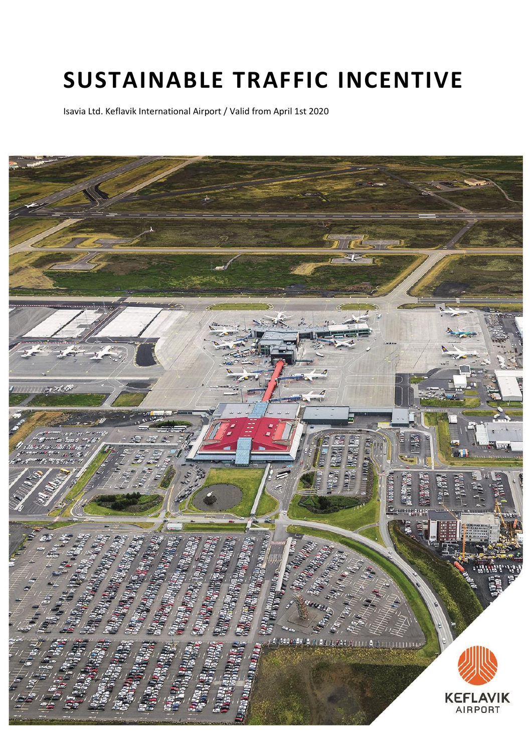# SUSTAINABLE TRAFFIC INCENTIVE

Isavia Ltd. Keflavik International Airport / Valid from April 1st 2020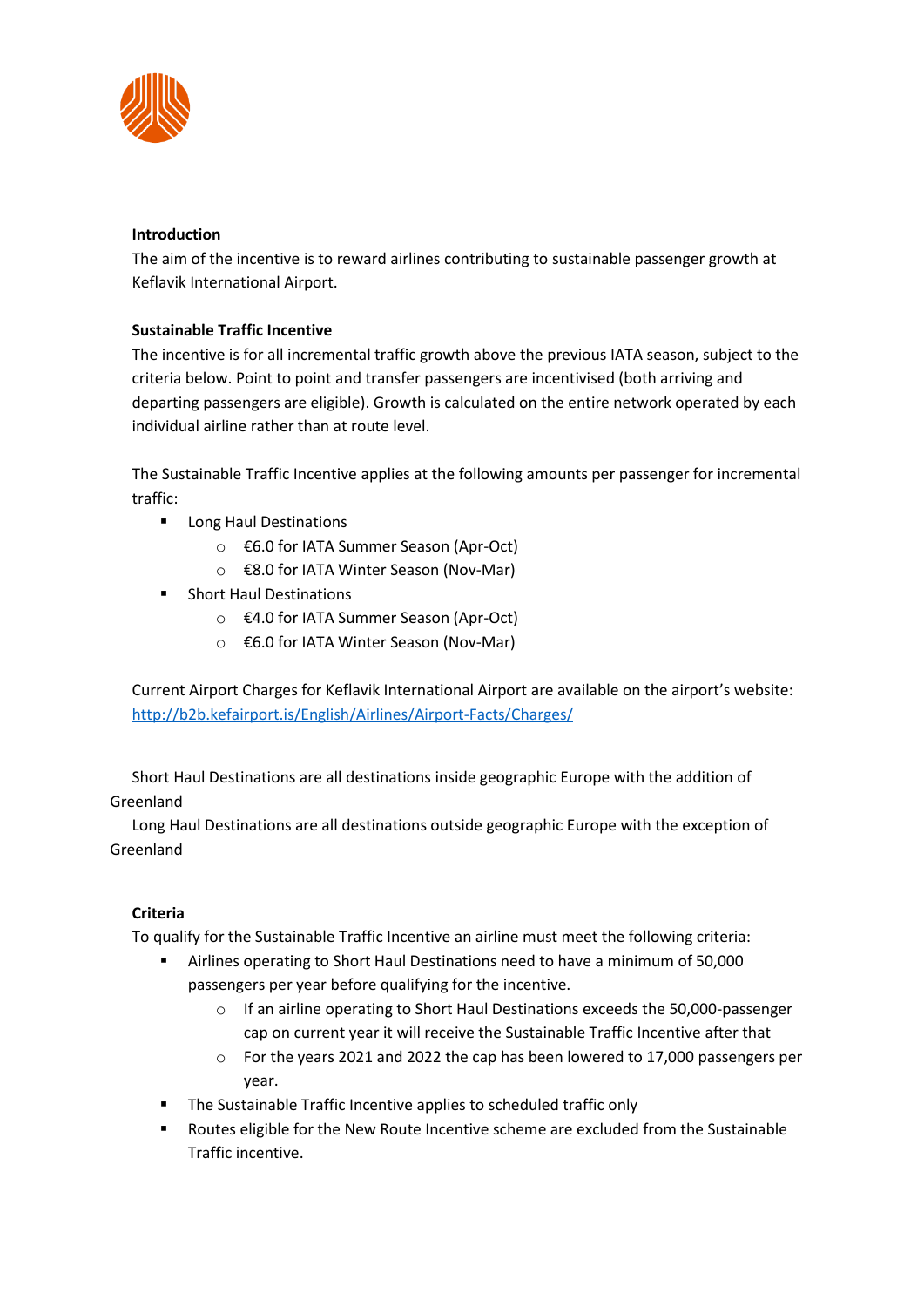**Introduction**

The aim of the incentive is to reward airlines contributing to sustainable passenger growth at Keflavik International Airport.

**Sustainable Traffic Incentive**

The incentive is for all incremental traffic growth above the previous IATA season, subject to the criteria below. Point to point and transfer passengers are incentivised (both arriving and departing passengers are eligible). Growth is calculated on the entire network operated by each individual airline rather than at route level.

The Sustainable Traffic Incentive applies at the following amounts per passenger for incremental traffic:

- Long Haul Destinations
  - €6.0 for IATA Summer Season (Apr-Oct)
  - €8.0 for IATA Winter Season (Nov-Mar)
- Short Haul Destinations
  - €4.0 for IATA Summer Season (Apr-Oct)
  - €6.0 for IATA Winter Season (Nov-Mar)

Current Airport Charges for Keflavik International Airport are available on the airport's website: [http://b2b.kefairport.is/English/Airlines/Airport-Facts/Charges/](http://b2b.kefairport.is/English/Airlines/Airport-Facts/Charges/)

Short Haul Destinations are all destinations inside geographic Europe with the addition of Greenland

Long Haul Destinations are all destinations outside geographic Europe with the exception of Greenland

**Criteria**

To qualify for the Sustainable Traffic Incentive an airline must meet the following criteria:

- Airlines operating to Short Haul Destinations need to have a minimum of 50,000 passengers per year before qualifying for the incentive.
  - If an airline operating to Short Haul Destinations exceeds the 50,000-passenger cap on current year it will receive the Sustainable Traffic Incentive after that
  - For the years 2021 and 2022 the cap has been lowered to 17,000 passengers per year.
- The Sustainable Traffic Incentive applies to scheduled traffic only
- Routes eligible for the New Route Incentive scheme are excluded from the Sustainable Traffic incentive.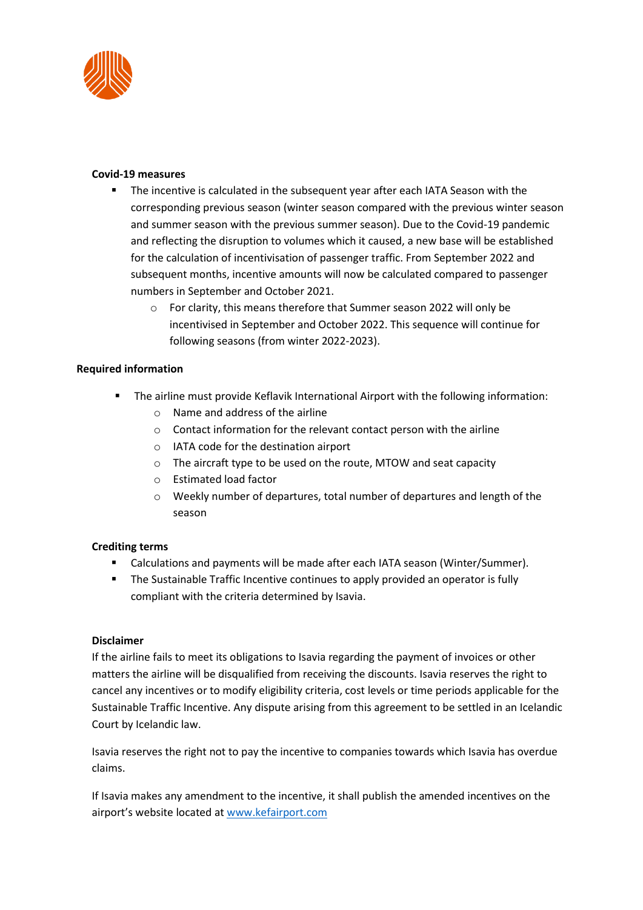**Covid-19 measures**

- The incentive is calculated in the subsequent year after each IATA Season with the corresponding previous season (winter season compared with the previous winter season and summer season with the previous summer season). Due to the Covid-19 pandemic and reflecting the disruption to volumes which it caused, a new base will be established for the calculation of incentivisation of passenger traffic. From September 2022 and subsequent months, incentive amounts will now be calculated compared to passenger numbers in September and October 2021.
  - For clarity, this means therefore that Summer season 2022 will only be incentivised in September and October 2022. This sequence will continue for following seasons (from winter 2022-2023).

**Required information**

- The airline must provide Keflavik International Airport with the following information:
  - Name and address of the airline
  - Contact information for the relevant contact person with the airline
  - IATA code for the destination airport
  - The aircraft type to be used on the route, MTOW and seat capacity
  - Estimated load factor
  - Weekly number of departures, total number of departures and length of the season

**Crediting terms**

- Calculations and payments will be made after each IATA season (Winter/Summer).
- The Sustainable Traffic Incentive continues to apply provided an operator is fully compliant with the criteria determined by Isavia.

**Disclaimer**

If the airline fails to meet its obligations to Isavia regarding the payment of invoices or other matters the airline will be disqualified from receiving the discounts. Isavia reserves the right to cancel any incentives or to modify eligibility criteria, cost levels or time periods applicable for the Sustainable Traffic Incentive. Any dispute arising from this agreement to be settled in an Icelandic Court by Icelandic law.

Isavia reserves the right not to pay the incentive to companies towards which Isavia has overdue claims.

If Isavia makes any amendment to the incentive, it shall publish the amended incentives on the airport's website located at [www.kefairport.com](http://www.kefairport.com)